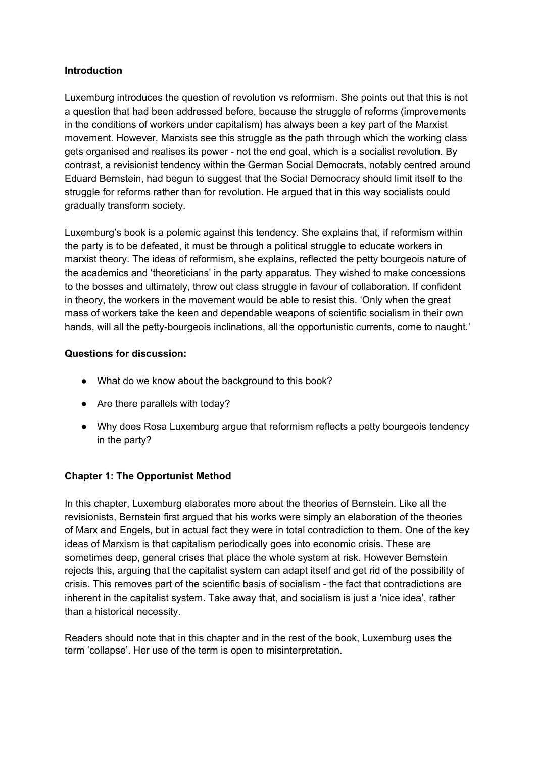**Introduction**

Luxemburg introduces the question of revolution vs reformism. She points out that this is not a question that had been addressed before, because the struggle of reforms (improvements in the conditions of workers under capitalism) has always been a key part of the Marxist movement. However, Marxists see this struggle as the path through which the working class gets organised and realises its power - not the end goal, which is a socialist revolution. By contrast, a revisionist tendency within the German Social Democrats, notably centred around Eduard Bernstein, had begun to suggest that the Social Democracy should limit itself to the struggle for reforms rather than for revolution. He argued that in this way socialists could gradually transform society.

Luxemburg's book is a polemic against this tendency. She explains that, if reformism within the party is to be defeated, it must be through a political struggle to educate workers in marxist theory. The ideas of reformism, she explains, reflected the petty bourgeois nature of the academics and 'theoreticians' in the party apparatus. They wished to make concessions to the bosses and ultimately, throw out class struggle in favour of collaboration. If confident in theory, the workers in the movement would be able to resist this. 'Only when the great mass of workers take the keen and dependable weapons of scientific socialism in their own hands, will all the petty-bourgeois inclinations, all the opportunistic currents, come to naught.'

**Questions for discussion:**

- What do we know about the background to this book?
- Are there parallels with today?
- Why does Rosa Luxemburg argue that reformism reflects a petty bourgeois tendency in the party?

**Chapter 1: The Opportunist Method**

In this chapter, Luxemburg elaborates more about the theories of Bernstein. Like all the revisionists, Bernstein first argued that his works were simply an elaboration of the theories of Marx and Engels, but in actual fact they were in total contradiction to them. One of the key ideas of Marxism is that capitalism periodically goes into economic crisis. These are sometimes deep, general crises that place the whole system at risk. However Bernstein rejects this, arguing that the capitalist system can adapt itself and get rid of the possibility of crisis. This removes part of the scientific basis of socialism - the fact that contradictions are inherent in the capitalist system. Take away that, and socialism is just a 'nice idea', rather than a historical necessity.

Readers should note that in this chapter and in the rest of the book, Luxemburg uses the term 'collapse'. Her use of the term is open to misinterpretation.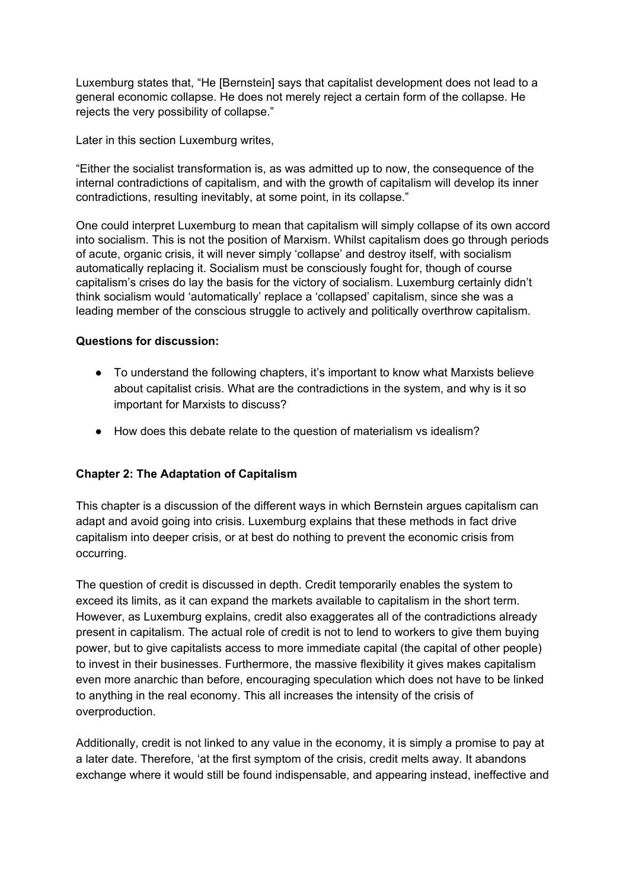Luxemburg states that, “He [Bernstein] says that capitalist development does not lead to a general economic collapse. He does not merely reject a certain form of the collapse. He rejects the very possibility of collapse.”

Later in this section Luxemburg writes,

“Either the socialist transformation is, as was admitted up to now, the consequence of the internal contradictions of capitalism, and with the growth of capitalism will develop its inner contradictions, resulting inevitably, at some point, in its collapse.”

One could interpret Luxemburg to mean that capitalism will simply collapse of its own accord into socialism. This is not the position of Marxism. Whilst capitalism does go through periods of acute, organic crisis, it will never simply ‘collapse’ and destroy itself, with socialism automatically replacing it. Socialism must be consciously fought for, though of course capitalism’s crises do lay the basis for the victory of socialism. Luxemburg certainly didn’t think socialism would ‘automatically’ replace a ‘collapsed’ capitalism, since she was a leading member of the conscious struggle to actively and politically overthrow capitalism.

**Questions for discussion:**

- To understand the following chapters, it’s important to know what Marxists believe about capitalist crisis. What are the contradictions in the system, and why is it so important for Marxists to discuss?
- How does this debate relate to the question of materialism vs idealism?

## Chapter 2: The Adaptation of Capitalism

This chapter is a discussion of the different ways in which Bernstein argues capitalism can adapt and avoid going into crisis. Luxemburg explains that these methods in fact drive capitalism into deeper crisis, or at best do nothing to prevent the economic crisis from occurring.

The question of credit is discussed in depth. Credit temporarily enables the system to exceed its limits, as it can expand the markets available to capitalism in the short term. However, as Luxemburg explains, credit also exaggerates all of the contradictions already present in capitalism. The actual role of credit is not to lend to workers to give them buying power, but to give capitalists access to more immediate capital (the capital of other people) to invest in their businesses. Furthermore, the massive flexibility it gives makes capitalism even more anarchic than before, encouraging speculation which does not have to be linked to anything in the real economy. This all increases the intensity of the crisis of overproduction.

Additionally, credit is not linked to any value in the economy, it is simply a promise to pay at a later date. Therefore, ‘at the first symptom of the crisis, credit melts away. It abandons exchange where it would still be found indispensable, and appearing instead, ineffective and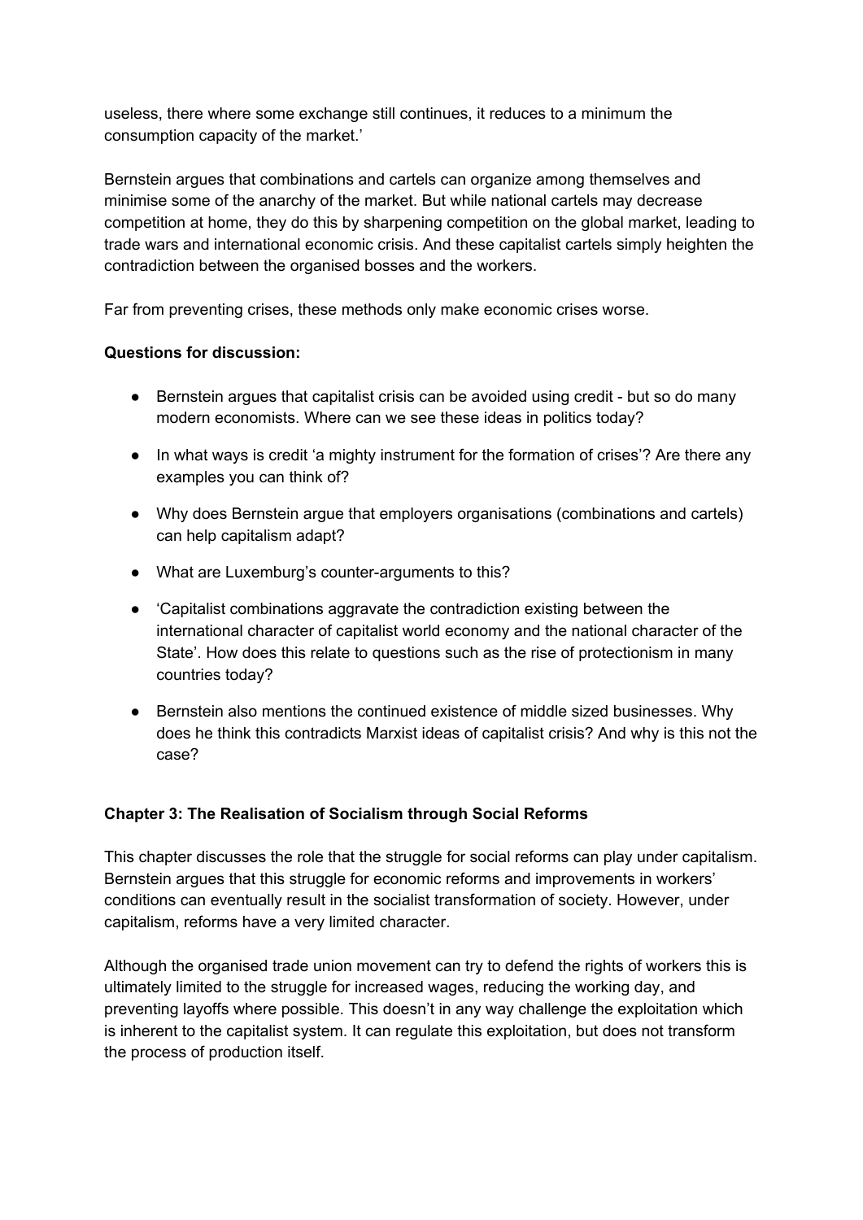useless, there where some exchange still continues, it reduces to a minimum the consumption capacity of the market.'

Bernstein argues that combinations and cartels can organize among themselves and minimise some of the anarchy of the market. But while national cartels may decrease competition at home, they do this by sharpening competition on the global market, leading to trade wars and international economic crisis. And these capitalist cartels simply heighten the contradiction between the organised bosses and the workers.

Far from preventing crises, these methods only make economic crises worse.

**Questions for discussion:**

- Bernstein argues that capitalist crisis can be avoided using credit - but so do many modern economists. Where can we see these ideas in politics today?
- In what ways is credit 'a mighty instrument for the formation of crises'? Are there any examples you can think of?
- Why does Bernstein argue that employers organisations (combinations and cartels) can help capitalism adapt?
- What are Luxemburg's counter-arguments to this?
- 'Capitalist combinations aggravate the contradiction existing between the international character of capitalist world economy and the national character of the State'. How does this relate to questions such as the rise of protectionism in many countries today?
- Bernstein also mentions the continued existence of middle sized businesses. Why does he think this contradicts Marxist ideas of capitalist crisis? And why is this not the case?

## Chapter 3: The Realisation of Socialism through Social Reforms

This chapter discusses the role that the struggle for social reforms can play under capitalism. Bernstein argues that this struggle for economic reforms and improvements in workers' conditions can eventually result in the socialist transformation of society. However, under capitalism, reforms have a very limited character.

Although the organised trade union movement can try to defend the rights of workers this is ultimately limited to the struggle for increased wages, reducing the working day, and preventing layoffs where possible. This doesn't in any way challenge the exploitation which is inherent to the capitalist system. It can regulate this exploitation, but does not transform the process of production itself.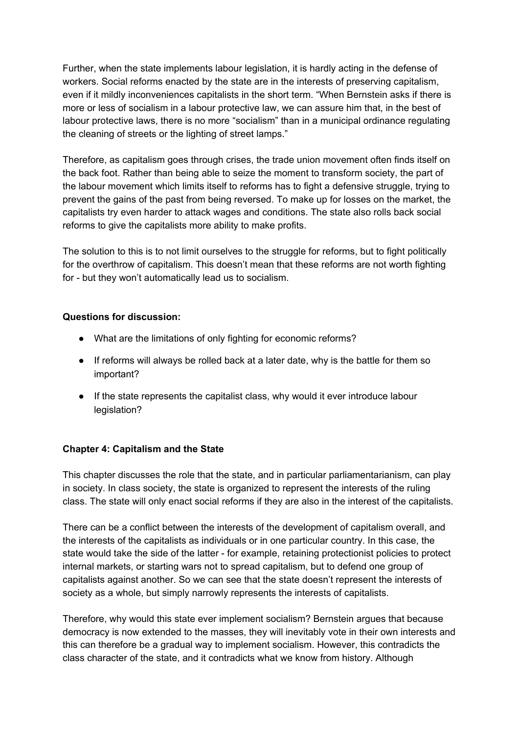Further, when the state implements labour legislation, it is hardly acting in the defense of workers. Social reforms enacted by the state are in the interests of preserving capitalism, even if it mildly inconveniences capitalists in the short term. "When Bernstein asks if there is more or less of socialism in a labour protective law, we can assure him that, in the best of labour protective laws, there is no more "socialism" than in a municipal ordinance regulating the cleaning of streets or the lighting of street lamps."

Therefore, as capitalism goes through crises, the trade union movement often finds itself on the back foot. Rather than being able to seize the moment to transform society, the part of the labour movement which limits itself to reforms has to fight a defensive struggle, trying to prevent the gains of the past from being reversed. To make up for losses on the market, the capitalists try even harder to attack wages and conditions. The state also rolls back social reforms to give the capitalists more ability to make profits.

The solution to this is to not limit ourselves to the struggle for reforms, but to fight politically for the overthrow of capitalism. This doesn't mean that these reforms are not worth fighting for - but they won't automatically lead us to socialism.

**Questions for discussion:**

- What are the limitations of only fighting for economic reforms?
- If reforms will always be rolled back at a later date, why is the battle for them so important?
- If the state represents the capitalist class, why would it ever introduce labour legislation?

**Chapter 4: Capitalism and the State**

This chapter discusses the role that the state, and in particular parliamentarianism, can play in society. In class society, the state is organized to represent the interests of the ruling class. The state will only enact social reforms if they are also in the interest of the capitalists.

There can be a conflict between the interests of the development of capitalism overall, and the interests of the capitalists as individuals or in one particular country. In this case, the state would take the side of the latter - for example, retaining protectionist policies to protect internal markets, or starting wars not to spread capitalism, but to defend one group of capitalists against another. So we can see that the state doesn't represent the interests of society as a whole, but simply narrowly represents the interests of capitalists.

Therefore, why would this state ever implement socialism? Bernstein argues that because democracy is now extended to the masses, they will inevitably vote in their own interests and this can therefore be a gradual way to implement socialism. However, this contradicts the class character of the state, and it contradicts what we know from history. Although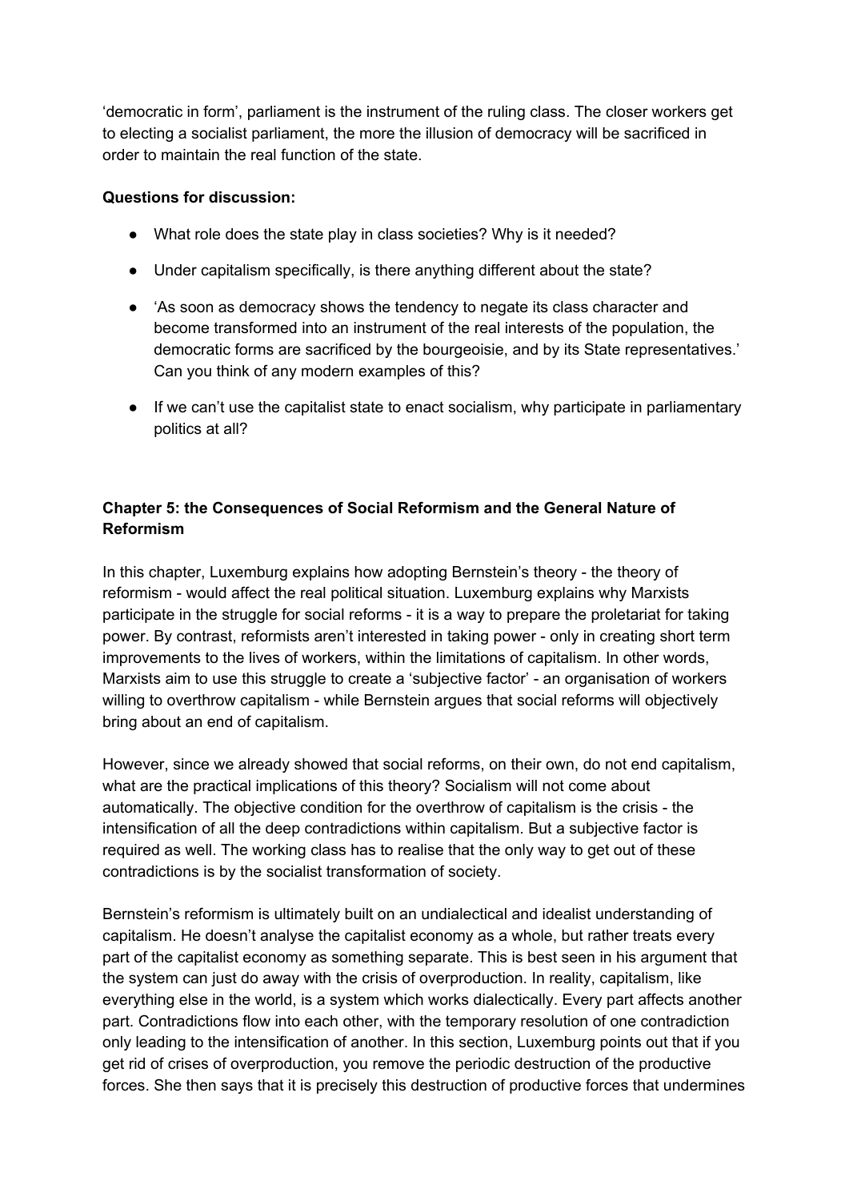'democratic in form', parliament is the instrument of the ruling class. The closer workers get to electing a socialist parliament, the more the illusion of democracy will be sacrificed in order to maintain the real function of the state.

**Questions for discussion:**

- What role does the state play in class societies? Why is it needed?
- Under capitalism specifically, is there anything different about the state?
- 'As soon as democracy shows the tendency to negate its class character and become transformed into an instrument of the real interests of the population, the democratic forms are sacrificed by the bourgeoisie, and by its State representatives.' Can you think of any modern examples of this?
- If we can't use the capitalist state to enact socialism, why participate in parliamentary politics at all?

### Chapter 5: the Consequences of Social Reformism and the General Nature of Reformism

In this chapter, Luxemburg explains how adopting Bernstein's theory - the theory of reformism - would affect the real political situation. Luxemburg explains why Marxists participate in the struggle for social reforms - it is a way to prepare the proletariat for taking power. By contrast, reformists aren't interested in taking power - only in creating short term improvements to the lives of workers, within the limitations of capitalism. In other words, Marxists aim to use this struggle to create a 'subjective factor' - an organisation of workers willing to overthrow capitalism - while Bernstein argues that social reforms will objectively bring about an end of capitalism.

However, since we already showed that social reforms, on their own, do not end capitalism, what are the practical implications of this theory? Socialism will not come about automatically. The objective condition for the overthrow of capitalism is the crisis - the intensification of all the deep contradictions within capitalism. But a subjective factor is required as well. The working class has to realise that the only way to get out of these contradictions is by the socialist transformation of society.

Bernstein's reformism is ultimately built on an undialectical and idealist understanding of capitalism. He doesn't analyse the capitalist economy as a whole, but rather treats every part of the capitalist economy as something separate. This is best seen in his argument that the system can just do away with the crisis of overproduction. In reality, capitalism, like everything else in the world, is a system which works dialectically. Every part affects another part. Contradictions flow into each other, with the temporary resolution of one contradiction only leading to the intensification of another. In this section, Luxemburg points out that if you get rid of crises of overproduction, you remove the periodic destruction of the productive forces. She then says that it is precisely this destruction of productive forces that undermines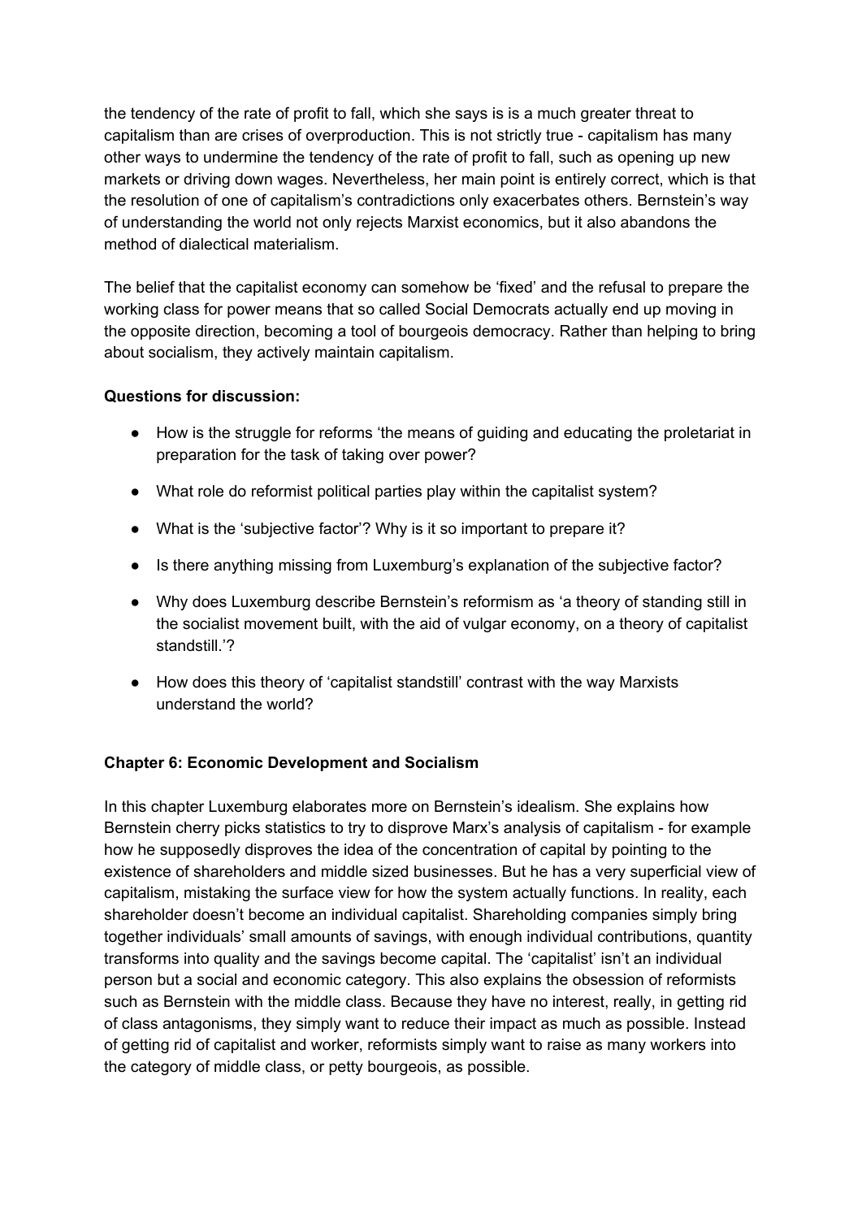the tendency of the rate of profit to fall, which she says is is a much greater threat to capitalism than are crises of overproduction. This is not strictly true - capitalism has many other ways to undermine the tendency of the rate of profit to fall, such as opening up new markets or driving down wages. Nevertheless, her main point is entirely correct, which is that the resolution of one of capitalism's contradictions only exacerbates others. Bernstein's way of understanding the world not only rejects Marxist economics, but it also abandons the method of dialectical materialism.

The belief that the capitalist economy can somehow be 'fixed' and the refusal to prepare the working class for power means that so called Social Democrats actually end up moving in the opposite direction, becoming a tool of bourgeois democracy. Rather than helping to bring about socialism, they actively maintain capitalism.

**Questions for discussion:**

- How is the struggle for reforms 'the means of guiding and educating the proletariat in preparation for the task of taking over power?
- What role do reformist political parties play within the capitalist system?
- What is the 'subjective factor'? Why is it so important to prepare it?
- Is there anything missing from Luxemburg's explanation of the subjective factor?
- Why does Luxemburg describe Bernstein's reformism as 'a theory of standing still in the socialist movement built, with the aid of vulgar economy, on a theory of capitalist standstill.'?
- How does this theory of 'capitalist standstill' contrast with the way Marxists understand the world?

**Chapter 6: Economic Development and Socialism**

In this chapter Luxemburg elaborates more on Bernstein's idealism. She explains how Bernstein cherry picks statistics to try to disprove Marx's analysis of capitalism - for example how he supposedly disproves the idea of the concentration of capital by pointing to the existence of shareholders and middle sized businesses. But he has a very superficial view of capitalism, mistaking the surface view for how the system actually functions. In reality, each shareholder doesn't become an individual capitalist. Shareholding companies simply bring together individuals' small amounts of savings, with enough individual contributions, quantity transforms into quality and the savings become capital. The 'capitalist' isn't an individual person but a social and economic category. This also explains the obsession of reformists such as Bernstein with the middle class. Because they have no interest, really, in getting rid of class antagonisms, they simply want to reduce their impact as much as possible. Instead of getting rid of capitalist and worker, reformists simply want to raise as many workers into the category of middle class, or petty bourgeois, as possible.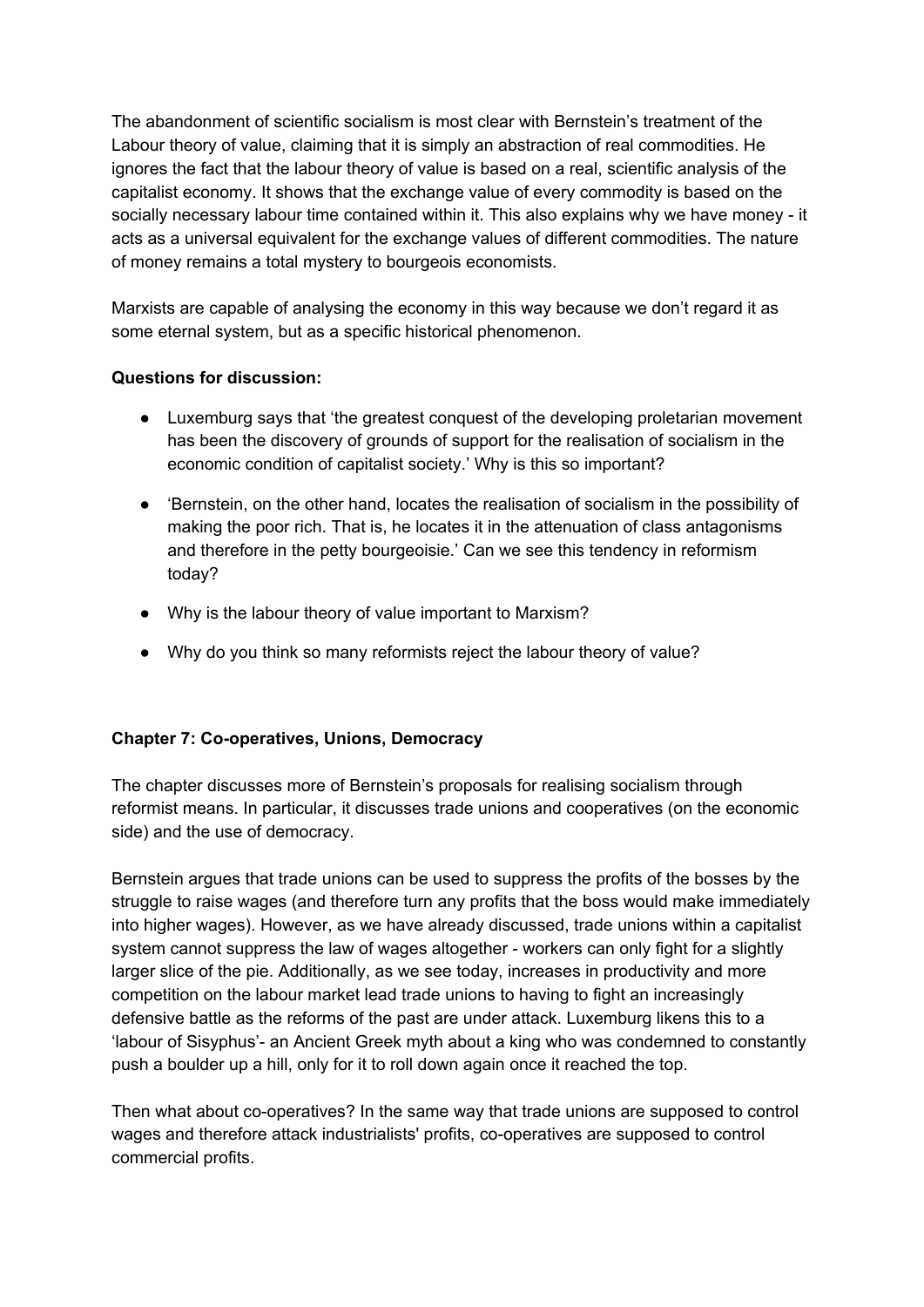The abandonment of scientific socialism is most clear with Bernstein's treatment of the Labour theory of value, claiming that it is simply an abstraction of real commodities. He ignores the fact that the labour theory of value is based on a real, scientific analysis of the capitalist economy. It shows that the exchange value of every commodity is based on the socially necessary labour time contained within it. This also explains why we have money - it acts as a universal equivalent for the exchange values of different commodities. The nature of money remains a total mystery to bourgeois economists.

Marxists are capable of analysing the economy in this way because we don't regard it as some eternal system, but as a specific historical phenomenon.

**Questions for discussion:**

- Luxemburg says that 'the greatest conquest of the developing proletarian movement has been the discovery of grounds of support for the realisation of socialism in the economic condition of capitalist society.' Why is this so important?
- 'Bernstein, on the other hand, locates the realisation of socialism in the possibility of making the poor rich. That is, he locates it in the attenuation of class antagonisms and therefore in the petty bourgeoisie.' Can we see this tendency in reformism today?
- Why is the labour theory of value important to Marxism?
- Why do you think so many reformists reject the labour theory of value?

### Chapter 7: Co-operatives, Unions, Democracy

The chapter discusses more of Bernstein's proposals for realising socialism through reformist means. In particular, it discusses trade unions and cooperatives (on the economic side) and the use of democracy.

Bernstein argues that trade unions can be used to suppress the profits of the bosses by the struggle to raise wages (and therefore turn any profits that the boss would make immediately into higher wages). However, as we have already discussed, trade unions within a capitalist system cannot suppress the law of wages altogether - workers can only fight for a slightly larger slice of the pie. Additionally, as we see today, increases in productivity and more competition on the labour market lead trade unions to having to fight an increasingly defensive battle as the reforms of the past are under attack. Luxemburg likens this to a 'labour of Sisyphus'- an Ancient Greek myth about a king who was condemned to constantly push a boulder up a hill, only for it to roll down again once it reached the top.

Then what about co-operatives? In the same way that trade unions are supposed to control wages and therefore attack industrialists' profits, co-operatives are supposed to control commercial profits.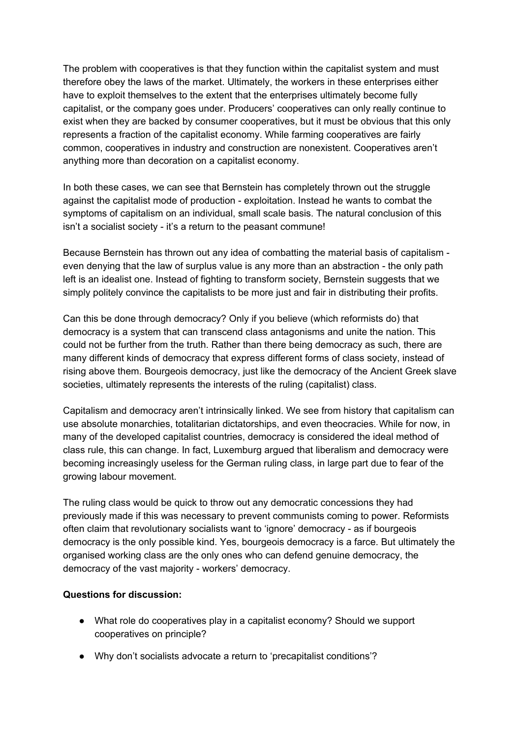The problem with cooperatives is that they function within the capitalist system and must therefore obey the laws of the market. Ultimately, the workers in these enterprises either have to exploit themselves to the extent that the enterprises ultimately become fully capitalist, or the company goes under. Producers' cooperatives can only really continue to exist when they are backed by consumer cooperatives, but it must be obvious that this only represents a fraction of the capitalist economy. While farming cooperatives are fairly common, cooperatives in industry and construction are nonexistent. Cooperatives aren't anything more than decoration on a capitalist economy.

In both these cases, we can see that Bernstein has completely thrown out the struggle against the capitalist mode of production - exploitation. Instead he wants to combat the symptoms of capitalism on an individual, small scale basis. The natural conclusion of this isn't a socialist society - it's a return to the peasant commune!

Because Bernstein has thrown out any idea of combatting the material basis of capitalism - even denying that the law of surplus value is any more than an abstraction - the only path left is an idealist one. Instead of fighting to transform society, Bernstein suggests that we simply politely convince the capitalists to be more just and fair in distributing their profits.

Can this be done through democracy? Only if you believe (which reformists do) that democracy is a system that can transcend class antagonisms and unite the nation. This could not be further from the truth. Rather than there being democracy as such, there are many different kinds of democracy that express different forms of class society, instead of rising above them. Bourgeois democracy, just like the democracy of the Ancient Greek slave societies, ultimately represents the interests of the ruling (capitalist) class.

Capitalism and democracy aren't intrinsically linked. We see from history that capitalism can use absolute monarchies, totalitarian dictatorships, and even theocracies. While for now, in many of the developed capitalist countries, democracy is considered the ideal method of class rule, this can change. In fact, Luxemburg argued that liberalism and democracy were becoming increasingly useless for the German ruling class, in large part due to fear of the growing labour movement.

The ruling class would be quick to throw out any democratic concessions they had previously made if this was necessary to prevent communists coming to power. Reformists often claim that revolutionary socialists want to 'ignore' democracy - as if bourgeois democracy is the only possible kind. Yes, bourgeois democracy is a farce. But ultimately the organised working class are the only ones who can defend genuine democracy, the democracy of the vast majority - workers' democracy.

**Questions for discussion:**

- What role do cooperatives play in a capitalist economy? Should we support cooperatives on principle?
- Why don't socialists advocate a return to 'precapitalist conditions'?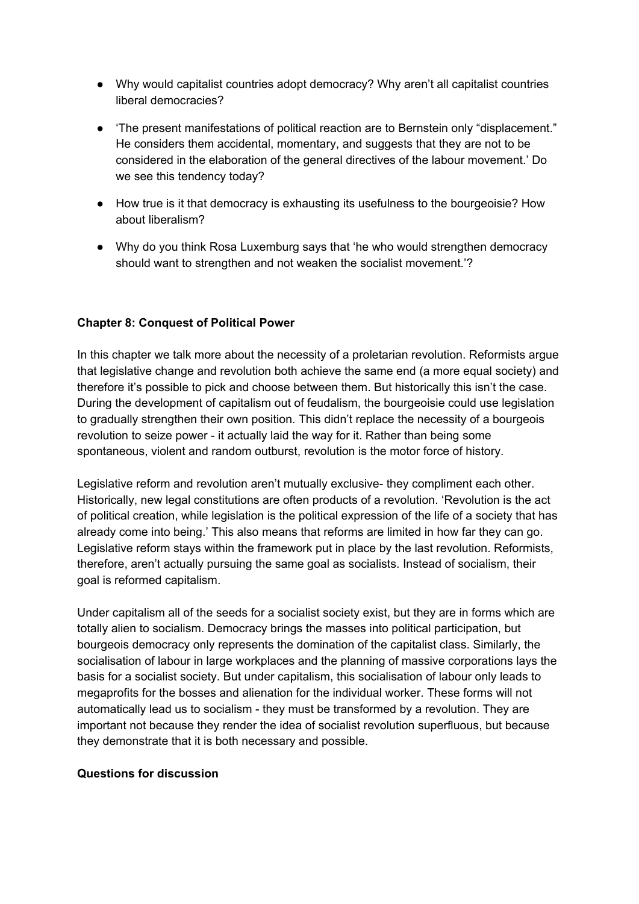- Why would capitalist countries adopt democracy? Why aren't all capitalist countries liberal democracies?

- 'The present manifestations of political reaction are to Bernstein only "displacement." He considers them accidental, momentary, and suggests that they are not to be considered in the elaboration of the general directives of the labour movement.' Do we see this tendency today?

- How true is it that democracy is exhausting its usefulness to the bourgeoisie? How about liberalism?

- Why do you think Rosa Luxemburg says that 'he who would strengthen democracy should want to strengthen and not weaken the socialist movement.'?

**Chapter 8: Conquest of Political Power**

In this chapter we talk more about the necessity of a proletarian revolution. Reformists argue that legislative change and revolution both achieve the same end (a more equal society) and therefore it's possible to pick and choose between them. But historically this isn't the case. During the development of capitalism out of feudalism, the bourgeoisie could use legislation to gradually strengthen their own position. This didn't replace the necessity of a bourgeois revolution to seize power - it actually laid the way for it. Rather than being some spontaneous, violent and random outburst, revolution is the motor force of history.

Legislative reform and revolution aren't mutually exclusive- they compliment each other. Historically, new legal constitutions are often products of a revolution. 'Revolution is the act of political creation, while legislation is the political expression of the life of a society that has already come into being.' This also means that reforms are limited in how far they can go. Legislative reform stays within the framework put in place by the last revolution. Reformists, therefore, aren't actually pursuing the same goal as socialists. Instead of socialism, their goal is reformed capitalism.

Under capitalism all of the seeds for a socialist society exist, but they are in forms which are totally alien to socialism. Democracy brings the masses into political participation, but bourgeois democracy only represents the domination of the capitalist class. Similarly, the socialisation of labour in large workplaces and the planning of massive corporations lays the basis for a socialist society. But under capitalism, this socialisation of labour only leads to megaprofits for the bosses and alienation for the individual worker. These forms will not automatically lead us to socialism - they must be transformed by a revolution. They are important not because they render the idea of socialist revolution superfluous, but because they demonstrate that it is both necessary and possible.

**Questions for discussion**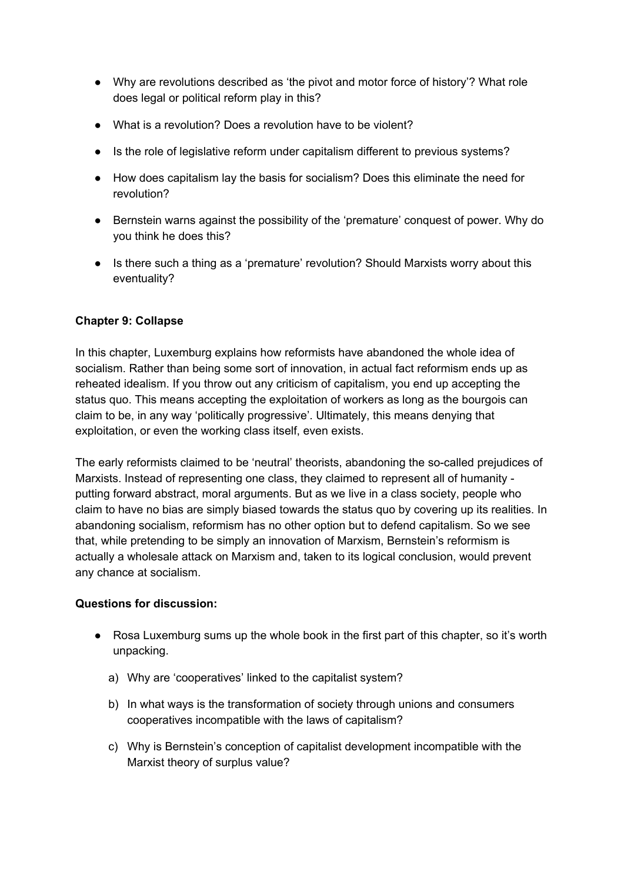- Why are revolutions described as 'the pivot and motor force of history'? What role does legal or political reform play in this?
- What is a revolution? Does a revolution have to be violent?
- Is the role of legislative reform under capitalism different to previous systems?
- How does capitalism lay the basis for socialism? Does this eliminate the need for revolution?
- Bernstein warns against the possibility of the 'premature' conquest of power. Why do you think he does this?
- Is there such a thing as a 'premature' revolution? Should Marxists worry about this eventuality?

**Chapter 9: Collapse**

In this chapter, Luxemburg explains how reformists have abandoned the whole idea of socialism. Rather than being some sort of innovation, in actual fact reformism ends up as reheated idealism. If you throw out any criticism of capitalism, you end up accepting the status quo. This means accepting the exploitation of workers as long as the bourgois can claim to be, in any way 'politically progressive'. Ultimately, this means denying that exploitation, or even the working class itself, even exists.

The early reformists claimed to be 'neutral' theorists, abandoning the so-called prejudices of Marxists. Instead of representing one class, they claimed to represent all of humanity - putting forward abstract, moral arguments. But as we live in a class society, people who claim to have no bias are simply biased towards the status quo by covering up its realities. In abandoning socialism, reformism has no other option but to defend capitalism. So we see that, while pretending to be simply an innovation of Marxism, Bernstein's reformism is actually a wholesale attack on Marxism and, taken to its logical conclusion, would prevent any chance at socialism.

**Questions for discussion:**

- Rosa Luxemburg sums up the whole book in the first part of this chapter, so it's worth unpacking.
  a) Why are 'cooperatives' linked to the capitalist system?
  b) In what ways is the transformation of society through unions and consumers cooperatives incompatible with the laws of capitalism?
  c) Why is Bernstein's conception of capitalist development incompatible with the Marxist theory of surplus value?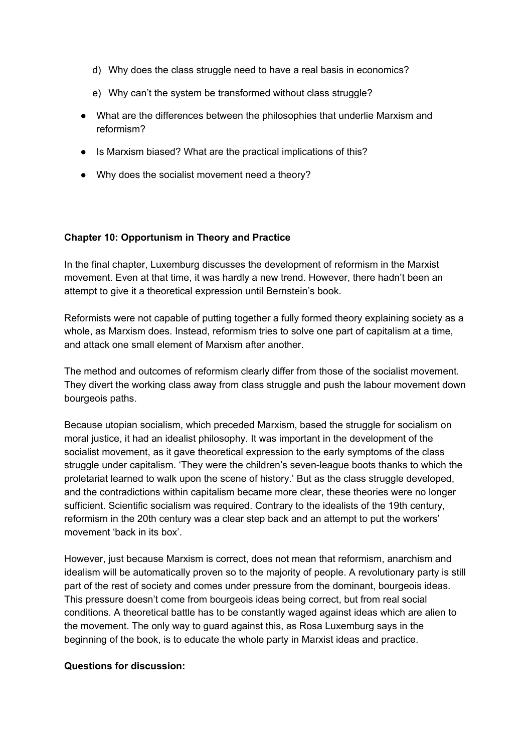d) Why does the class struggle need to have a real basis in economics?

e) Why can't the system be transformed without class struggle?

- What are the differences between the philosophies that underlie Marxism and reformism?
- Is Marxism biased? What are the practical implications of this?
- Why does the socialist movement need a theory?

**Chapter 10: Opportunism in Theory and Practice**

In the final chapter, Luxemburg discusses the development of reformism in the Marxist movement. Even at that time, it was hardly a new trend. However, there hadn't been an attempt to give it a theoretical expression until Bernstein's book.

Reformists were not capable of putting together a fully formed theory explaining society as a whole, as Marxism does. Instead, reformism tries to solve one part of capitalism at a time, and attack one small element of Marxism after another.

The method and outcomes of reformism clearly differ from those of the socialist movement. They divert the working class away from class struggle and push the labour movement down bourgeois paths.

Because utopian socialism, which preceded Marxism, based the struggle for socialism on moral justice, it had an idealist philosophy. It was important in the development of the socialist movement, as it gave theoretical expression to the early symptoms of the class struggle under capitalism. 'They were the children's seven-league boots thanks to which the proletariat learned to walk upon the scene of history.' But as the class struggle developed, and the contradictions within capitalism became more clear, these theories were no longer sufficient. Scientific socialism was required. Contrary to the idealists of the 19th century, reformism in the 20th century was a clear step back and an attempt to put the workers' movement 'back in its box'.

However, just because Marxism is correct, does not mean that reformism, anarchism and idealism will be automatically proven so to the majority of people. A revolutionary party is still part of the rest of society and comes under pressure from the dominant, bourgeois ideas. This pressure doesn't come from bourgeois ideas being correct, but from real social conditions. A theoretical battle has to be constantly waged against ideas which are alien to the movement. The only way to guard against this, as Rosa Luxemburg says in the beginning of the book, is to educate the whole party in Marxist ideas and practice.

**Questions for discussion:**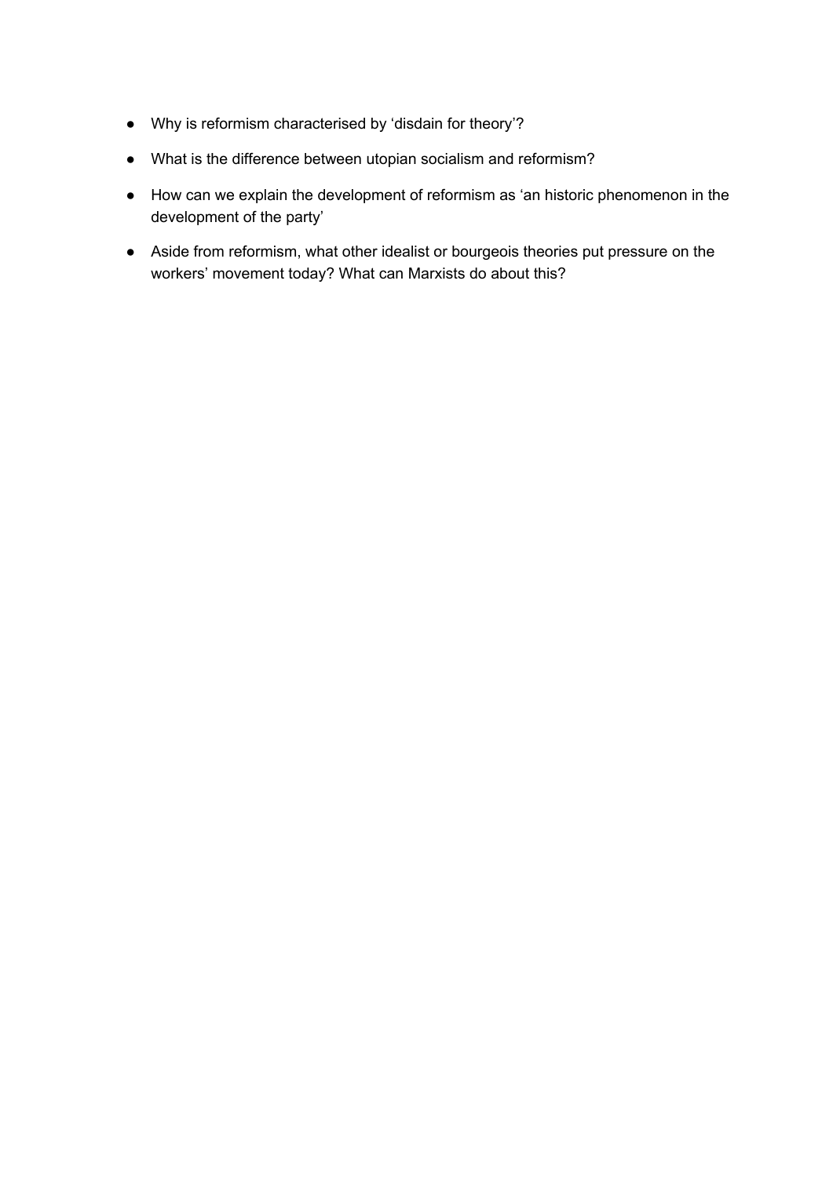- Why is reformism characterised by 'disdain for theory'?
- What is the difference between utopian socialism and reformism?
- How can we explain the development of reformism as 'an historic phenomenon in the development of the party'
- Aside from reformism, what other idealist or bourgeois theories put pressure on the workers' movement today? What can Marxists do about this?